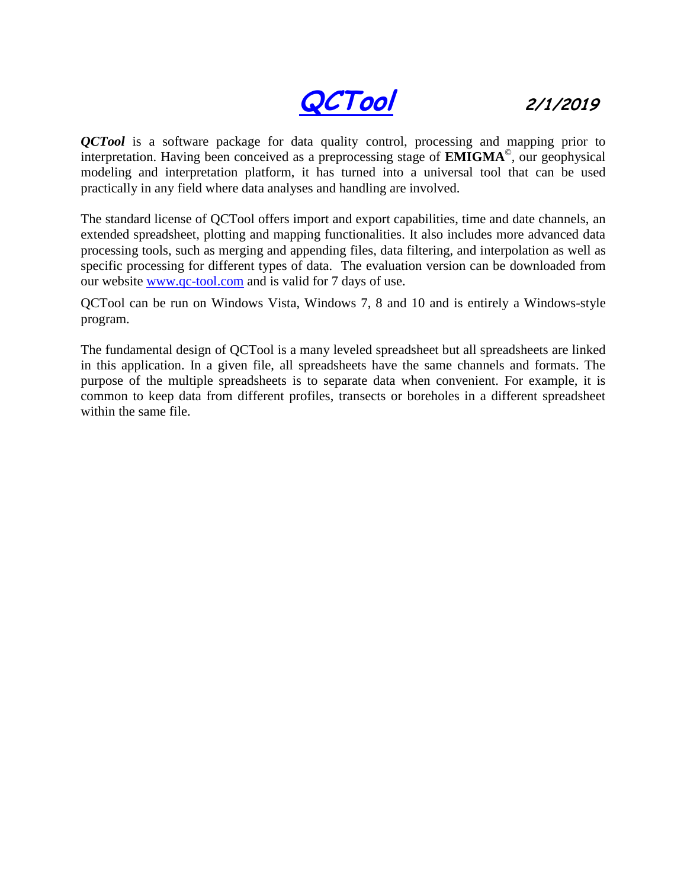# QCTool

***2/1/2019***

***QCTool*** is a software package for data quality control, processing and mapping prior to interpretation. Having been conceived as a preprocessing stage of **EMIGMA**©, our geophysical modeling and interpretation platform, it has turned into a universal tool that can be used practically in any field where data analyses and handling are involved.

The standard license of QCTool offers import and export capabilities, time and date channels, an extended spreadsheet, plotting and mapping functionalities. It also includes more advanced data processing tools, such as merging and appending files, data filtering, and interpolation as well as specific processing for different types of data. The evaluation version can be downloaded from our website [www.qc-tool.com](http://www.qc-tool.com) and is valid for 7 days of use.

QCTool can be run on Windows Vista, Windows 7, 8 and 10 and is entirely a Windows-style program.

The fundamental design of QCTool is a many leveled spreadsheet but all spreadsheets are linked in this application. In a given file, all spreadsheets have the same channels and formats. The purpose of the multiple spreadsheets is to separate data when convenient. For example, it is common to keep data from different profiles, transects or boreholes in a different spreadsheet within the same file.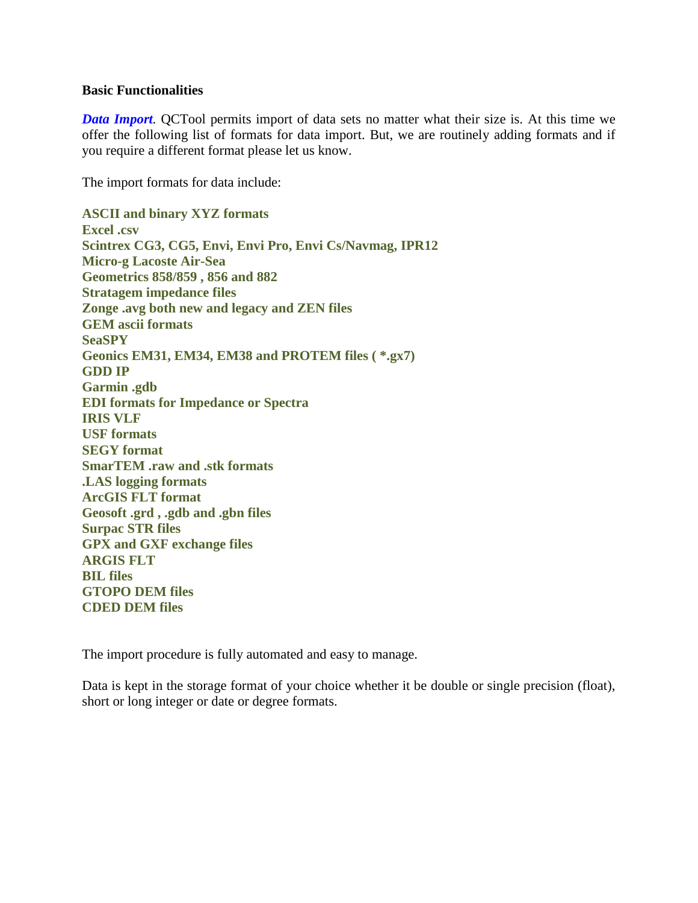**Basic Functionalities**

***Data Import***. QCTool permits import of data sets no matter what their size is. At this time we offer the following list of formats for data import. But, we are routinely adding formats and if you require a different format please let us know.

The import formats for data include:

**ASCII and binary XYZ formats**
**Excel .csv**
**Scintrex CG3, CG5, Envi, Envi Pro, Envi Cs/Navmag, IPR12**
**Micro-g Lacoste Air-Sea**
**Geometrics 858/859 , 856 and 882**
**Stratagem impedance files**
**Zonge .avg both new and legacy and ZEN files**
**GEM ascii formats**
**SeaSPY**
**Geonics EM31, EM34, EM38 and PROTEM files ( *.gx7)**
**GDD IP**
**Garmin .gdb**
**EDI formats for Impedance or Spectra**
**IRIS VLF**
**USF formats**
**SEGY format**
**SmarTEM .raw and .stk formats**
**.LAS logging formats**
**ArcGIS FLT format**
**Geosoft .grd , .gdb and .gbn files**
**Surpac STR files**
**GPX and GXF exchange files**
**ARGIS FLT**
**BIL files**
**GTOPO DEM files**
**CDED DEM files**

The import procedure is fully automated and easy to manage.

Data is kept in the storage format of your choice whether it be double or single precision (float), short or long integer or date or degree formats.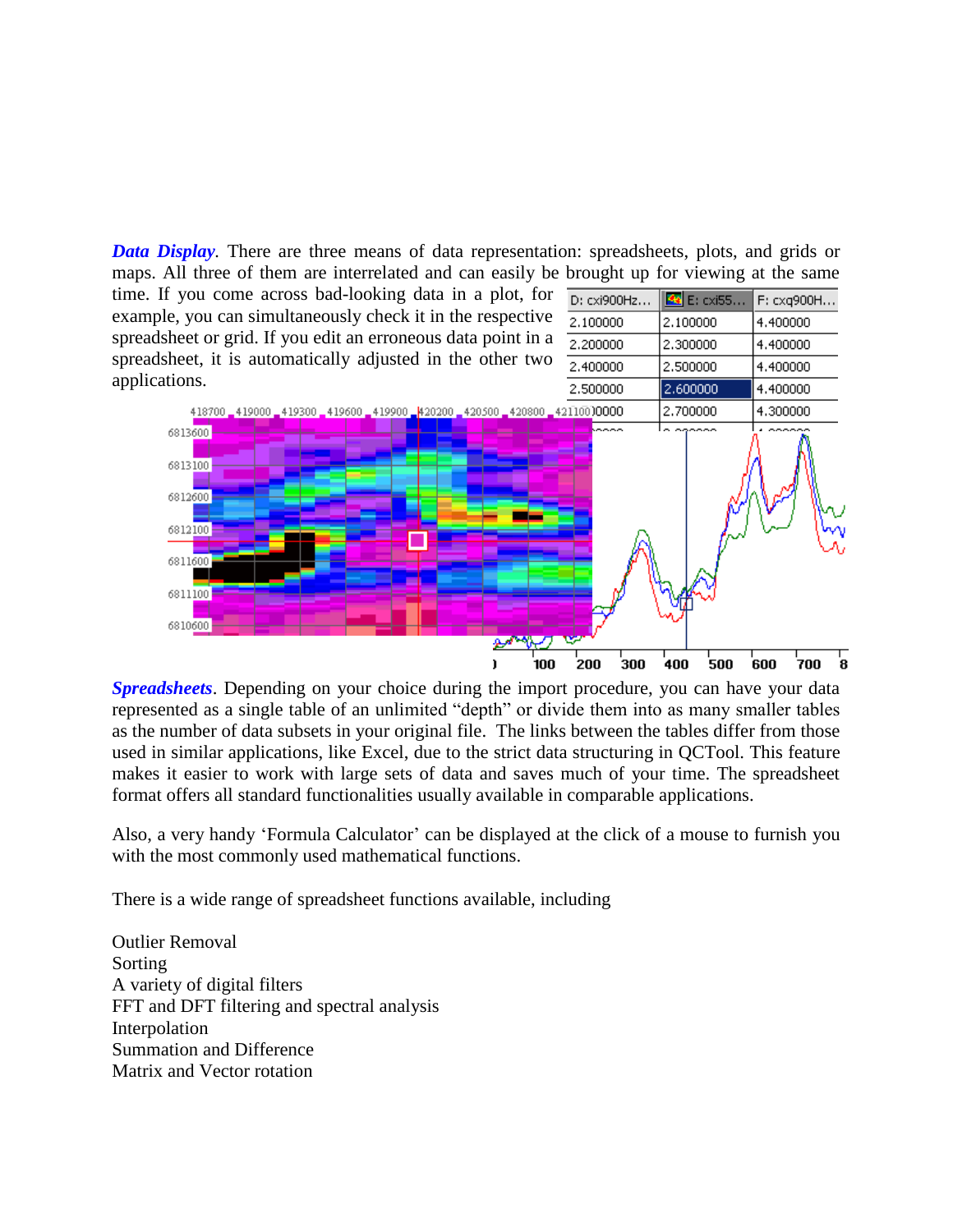***Data Display***. There are three means of data representation: spreadsheets, plots, and grids or maps. All three of them are interrelated and can easily be brought up for viewing at the same time. If you come across bad-looking data in a plot, for example, you can simultaneously check it in the respective spreadsheet or grid. If you edit an erroneous data point in a spreadsheet, it is automatically adjusted in the other two applications.

***Spreadsheets***. Depending on your choice during the import procedure, you can have your data represented as a single table of an unlimited "depth" or divide them into as many smaller tables as the number of data subsets in your original file. The links between the tables differ from those used in similar applications, like Excel, due to the strict data structuring in QCTool. This feature makes it easier to work with large sets of data and saves much of your time. The spreadsheet format offers all standard functionalities usually available in comparable applications.

Also, a very handy 'Formula Calculator' can be displayed at the click of a mouse to furnish you with the most commonly used mathematical functions.

There is a wide range of spreadsheet functions available, including

Outlier Removal
Sorting
A variety of digital filters
FFT and DFT filtering and spectral analysis
Interpolation
Summation and Difference
Matrix and Vector rotation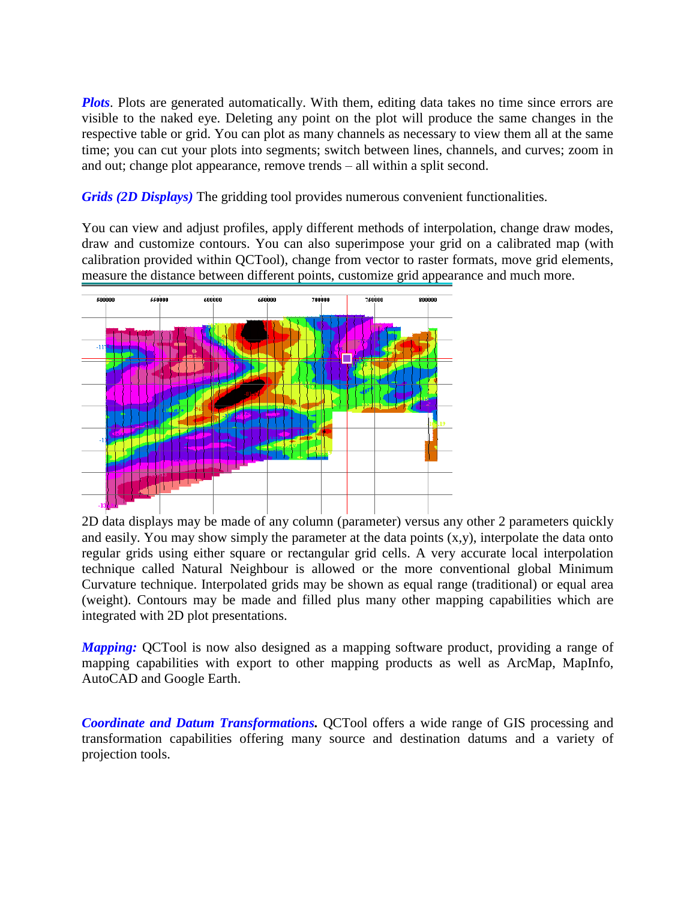***Plots***. Plots are generated automatically. With them, editing data takes no time since errors are visible to the naked eye. Deleting any point on the plot will produce the same changes in the respective table or grid. You can plot as many channels as necessary to view them all at the same time; you can cut your plots into segments; switch between lines, channels, and curves; zoom in and out; change plot appearance, remove trends – all within a split second.

***Grids (2D Displays)*** The gridding tool provides numerous convenient functionalities.

You can view and adjust profiles, apply different methods of interpolation, change draw modes, draw and customize contours. You can also superimpose your grid on a calibrated map (with calibration provided within QCTool), change from vector to raster formats, move grid elements, measure the distance between different points, customize grid appearance and much more.

2D data displays may be made of any column (parameter) versus any other 2 parameters quickly and easily. You may show simply the parameter at the data points (x,y), interpolate the data onto regular grids using either square or rectangular grid cells. A very accurate local interpolation technique called Natural Neighbour is allowed or the more conventional global Minimum Curvature technique. Interpolated grids may be shown as equal range (traditional) or equal area (weight). Contours may be made and filled plus many other mapping capabilities which are integrated with 2D plot presentations.

***Mapping:*** QCTool is now also designed as a mapping software product, providing a range of mapping capabilities with export to other mapping products as well as ArcMap, MapInfo, AutoCAD and Google Earth.

***Coordinate and Datum Transformations.*** QCTool offers a wide range of GIS processing and transformation capabilities offering many source and destination datums and a variety of projection tools.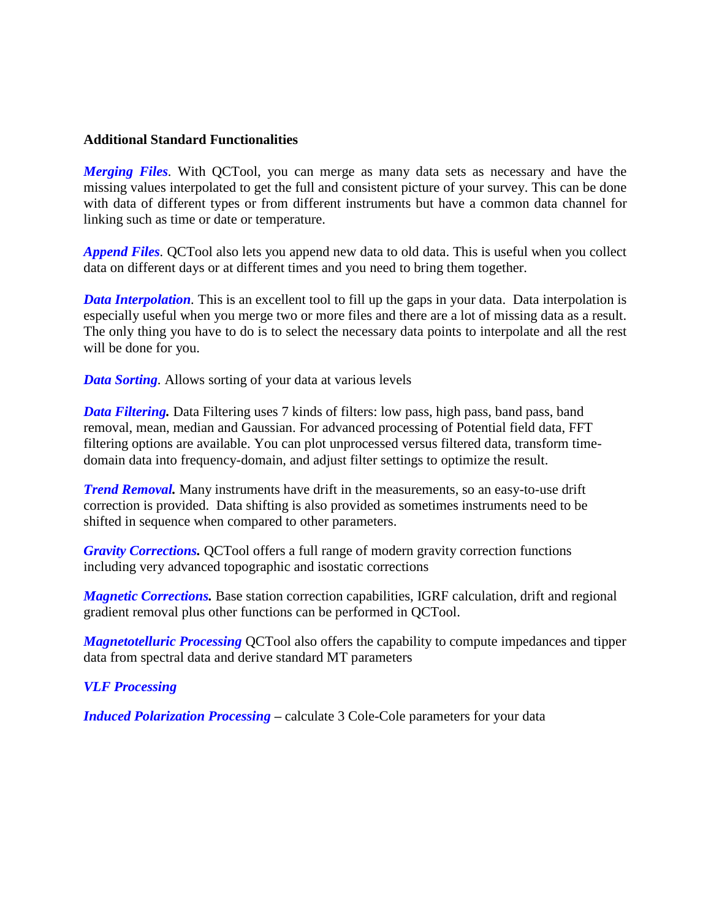**Additional Standard Functionalities**

***Merging Files***. With QCTool, you can merge as many data sets as necessary and have the missing values interpolated to get the full and consistent picture of your survey. This can be done with data of different types or from different instruments but have a common data channel for linking such as time or date or temperature.

***Append Files***. QCTool also lets you append new data to old data. This is useful when you collect data on different days or at different times and you need to bring them together.

***Data Interpolation***. This is an excellent tool to fill up the gaps in your data. Data interpolation is especially useful when you merge two or more files and there are a lot of missing data as a result. The only thing you have to do is to select the necessary data points to interpolate and all the rest will be done for you.

***Data Sorting***. Allows sorting of your data at various levels

***Data Filtering.*** Data Filtering uses 7 kinds of filters: low pass, high pass, band pass, band removal, mean, median and Gaussian. For advanced processing of Potential field data, FFT filtering options are available. You can plot unprocessed versus filtered data, transform time-domain data into frequency-domain, and adjust filter settings to optimize the result.

***Trend Removal.*** Many instruments have drift in the measurements, so an easy-to-use drift correction is provided. Data shifting is also provided as sometimes instruments need to be shifted in sequence when compared to other parameters.

***Gravity Corrections.*** QCTool offers a full range of modern gravity correction functions including very advanced topographic and isostatic corrections

***Magnetic Corrections.*** Base station correction capabilities, IGRF calculation, drift and regional gradient removal plus other functions can be performed in QCTool.

***Magnetotelluric Processing*** QCTool also offers the capability to compute impedances and tipper data from spectral data and derive standard MT parameters

***VLF Processing***

***Induced Polarization Processing*** **–** calculate 3 Cole-Cole parameters for your data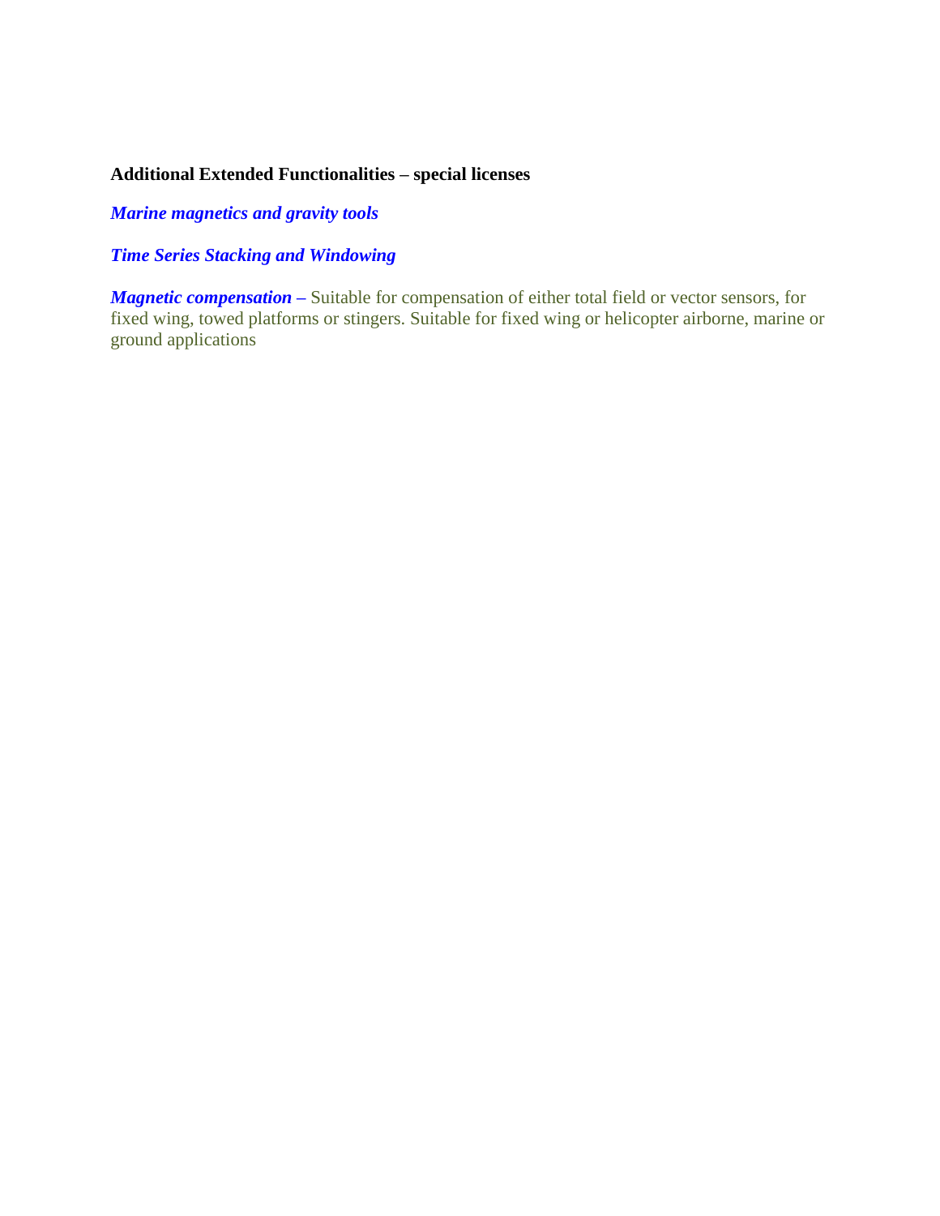**Additional Extended Functionalities – special licenses**

***Marine magnetics and gravity tools***

***Time Series Stacking and Windowing***

***Magnetic compensation*** **–** Suitable for compensation of either total field or vector sensors, for fixed wing, towed platforms or stingers. Suitable for fixed wing or helicopter airborne, marine or ground applications